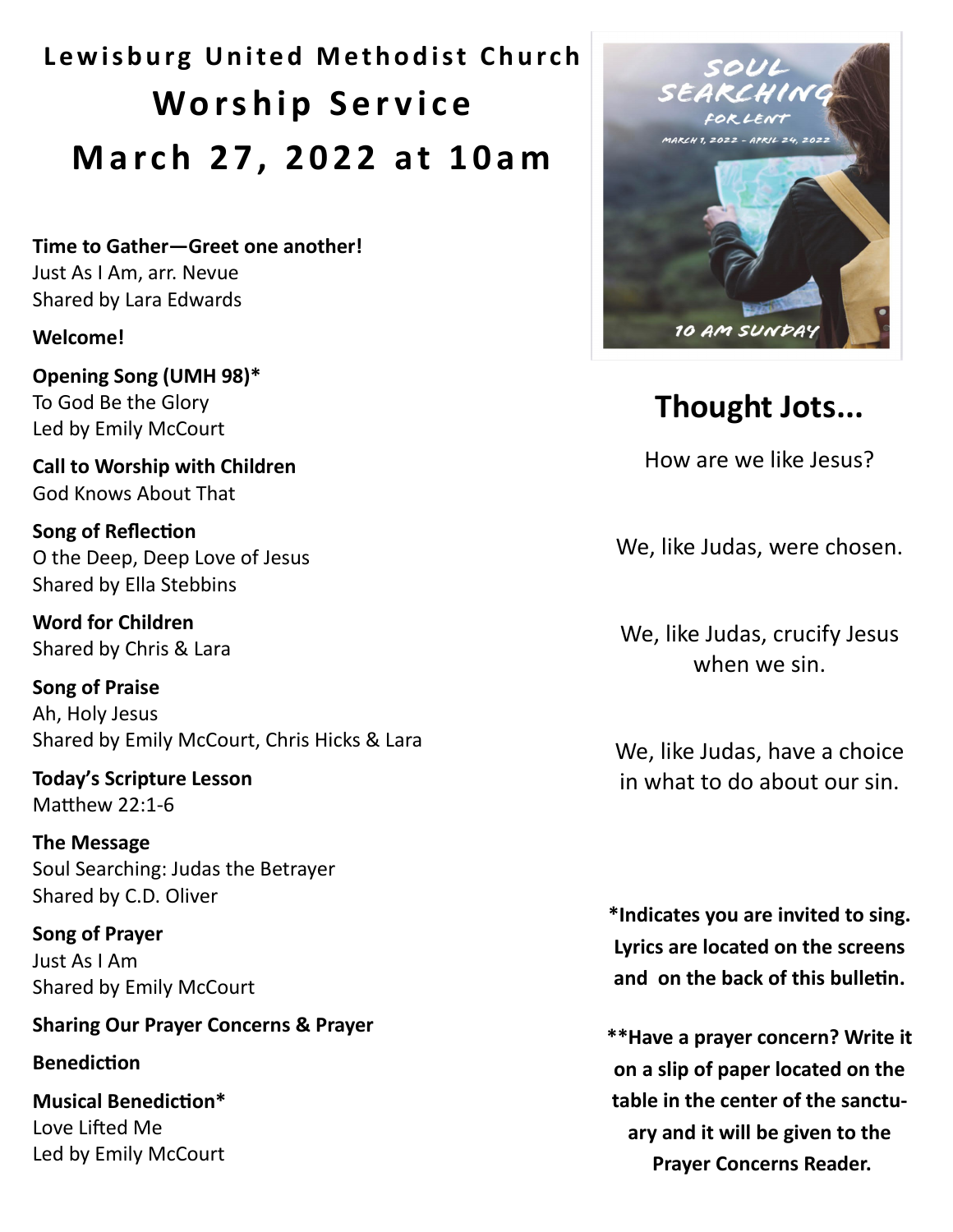# Lewisburg United Methodist Church

## Worship Service

## March 27, 2022 at 10am

**Time to Gather—Greet one another!**
Just As I Am, arr. Nevue
Shared by Lara Edwards

**Welcome!**

**Opening Song (UMH 98)***
To God Be the Glory
Led by Emily McCourt

**Call to Worship with Children**
God Knows About That

**Song of Reflection**
O the Deep, Deep Love of Jesus
Shared by Ella Stebbins

**Word for Children**
Shared by Chris & Lara

**Song of Praise**
Ah, Holy Jesus
Shared by Emily McCourt, Chris Hicks & Lara

**Today's Scripture Lesson**
Matthew 22:1-6

**The Message**
Soul Searching: Judas the Betrayer
Shared by C.D. Oliver

**Song of Prayer**
Just As I Am
Shared by Emily McCourt

**Sharing Our Prayer Concerns & Prayer**

**Benediction**

**Musical Benediction***
Love Lifted Me
Led by Emily McCourt

SOUL SEARCHING FOR LENT
MARCH 1, 2022 - APRIL 24, 2022
10 AM SUNDAY

## Thought Jots...

How are we like Jesus?

We, like Judas, were chosen.

We, like Judas, crucify Jesus when we sin.

We, like Judas, have a choice in what to do about our sin.

**\*Indicates you are invited to sing. Lyrics are located on the screens and on the back of this bulletin.**

**\*\*Have a prayer concern? Write it on a slip of paper located on the table in the center of the sanctuary and it will be given to the Prayer Concerns Reader.**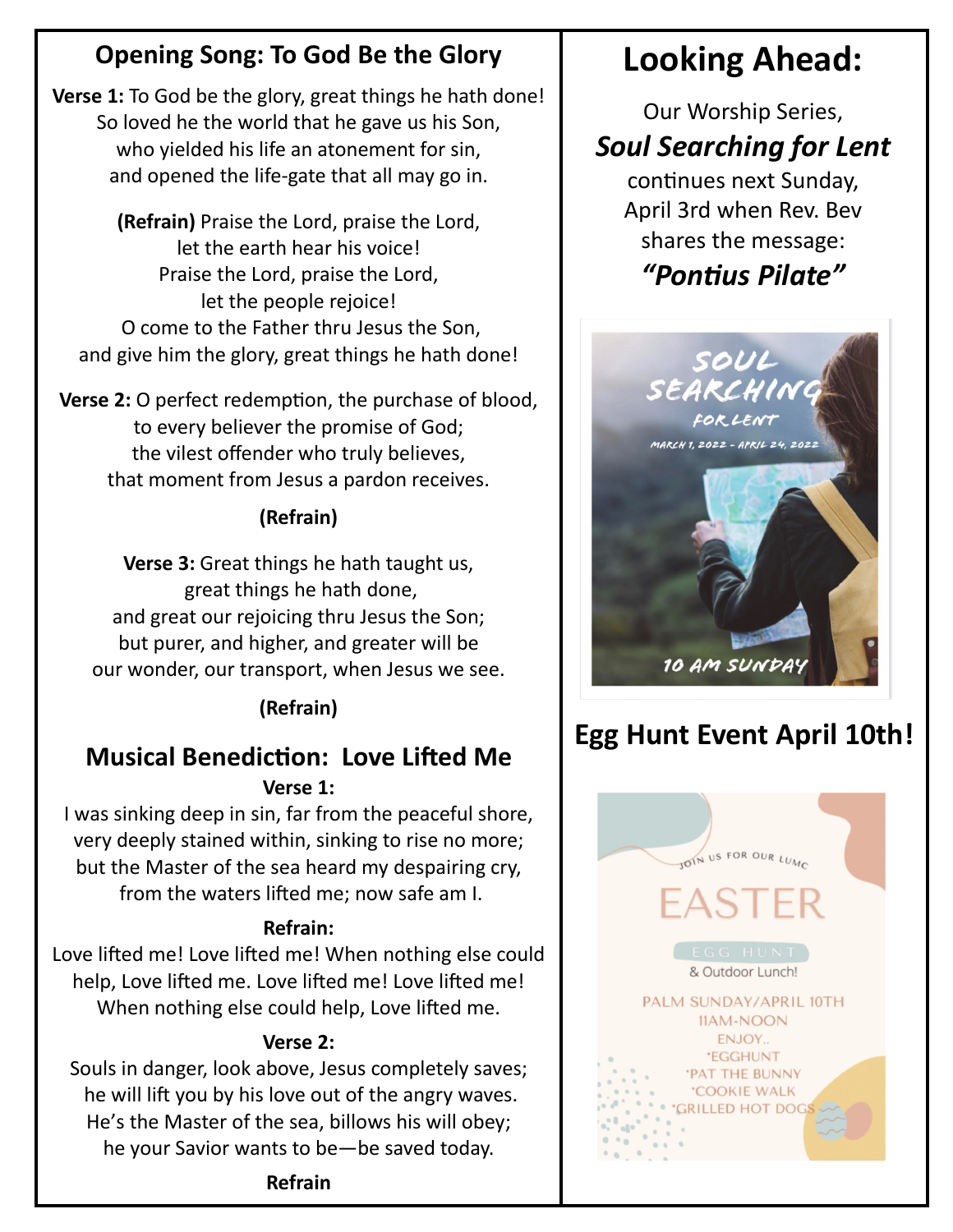## Opening Song: To God Be the Glory

**Verse 1:** To God be the glory, great things he hath done!
So loved he the world that he gave us his Son,
who yielded his life an atonement for sin,
and opened the life-gate that all may go in.

**(Refrain)** Praise the Lord, praise the Lord,
let the earth hear his voice!
Praise the Lord, praise the Lord,
let the people rejoice!
O come to the Father thru Jesus the Son,
and give him the glory, great things he hath done!

**Verse 2:** O perfect redemption, the purchase of blood,
to every believer the promise of God;
the vilest offender who truly believes,
that moment from Jesus a pardon receives.

**(Refrain)**

**Verse 3:** Great things he hath taught us,
great things he hath done,
and great our rejoicing thru Jesus the Son;
but purer, and higher, and greater will be
our wonder, our transport, when Jesus we see.

**(Refrain)**

## Musical Benediction: Love Lifted Me

**Verse 1:**
I was sinking deep in sin, far from the peaceful shore,
very deeply stained within, sinking to rise no more;
but the Master of the sea heard my despairing cry,
from the waters lifted me; now safe am I.

**Refrain:**
Love lifted me! Love lifted me! When nothing else could help, Love lifted me. Love lifted me! Love lifted me!
When nothing else could help, Love lifted me.

**Verse 2:**
Souls in danger, look above, Jesus completely saves;
he will lift you by his love out of the angry waves.
He's the Master of the sea, billows his will obey;
he your Savior wants to be—be saved today.

**Refrain**

# Looking Ahead:

Our Worship Series,
***Soul Searching for Lent***
continues next Sunday,
April 3rd when Rev. Bev
shares the message:
***"Pontius Pilate"***

SOUL SEARCHING FOR LENT
MARCH 1, 2022 - APRIL 24, 2022
10 AM SUNDAY

## Egg Hunt Event April 10th!

JOIN US FOR OUR LUMC
EASTER
EGG HUNT
& Outdoor Lunch!
PALM SUNDAY/APRIL 10TH
11AM-NOON
ENJOY..
•EGGHUNT
•PAT THE BUNNY
•COOKIE WALK
•GRILLED HOT DOGS